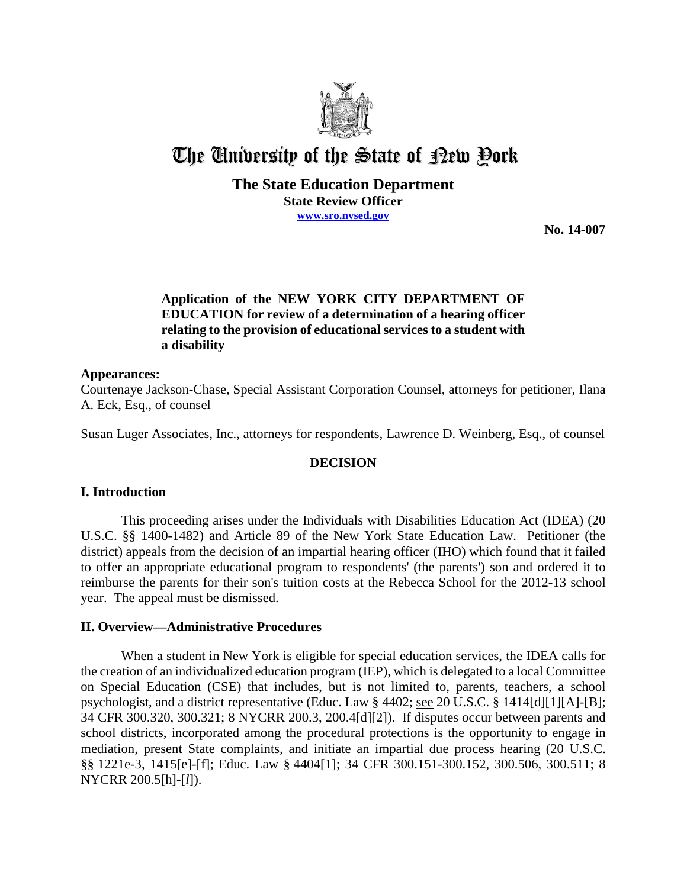# The University of the State of New York

**The State Education Department**
**State Review Officer**
**www.sro.nysed.gov**

**No. 14-007**

**Application of the NEW YORK CITY DEPARTMENT OF EDUCATION for review of a determination of a hearing officer relating to the provision of educational services to a student with a disability**

## Appearances:

Courtenaye Jackson-Chase, Special Assistant Corporation Counsel, attorneys for petitioner, Ilana A. Eck, Esq., of counsel

Susan Luger Associates, Inc., attorneys for respondents, Lawrence D. Weinberg, Esq., of counsel

## DECISION

## I. Introduction

This proceeding arises under the Individuals with Disabilities Education Act (IDEA) (20 U.S.C. §§ 1400-1482) and Article 89 of the New York State Education Law. Petitioner (the district) appeals from the decision of an impartial hearing officer (IHO) which found that it failed to offer an appropriate educational program to respondents' (the parents') son and ordered it to reimburse the parents for their son's tuition costs at the Rebecca School for the 2012-13 school year. The appeal must be dismissed.

## II. Overview—Administrative Procedures

When a student in New York is eligible for special education services, the IDEA calls for the creation of an individualized education program (IEP), which is delegated to a local Committee on Special Education (CSE) that includes, but is not limited to, parents, teachers, a school psychologist, and a district representative (Educ. Law § 4402; see 20 U.S.C. § 1414[d][1][A]-[B]; 34 CFR 300.320, 300.321; 8 NYCRR 200.3, 200.4[d][2]). If disputes occur between parents and school districts, incorporated among the procedural protections is the opportunity to engage in mediation, present State complaints, and initiate an impartial due process hearing (20 U.S.C. §§ 1221e-3, 1415[e]-[f]; Educ. Law § 4404[1]; 34 CFR 300.151-300.152, 300.506, 300.511; 8 NYCRR 200.5[h]-[*l*]).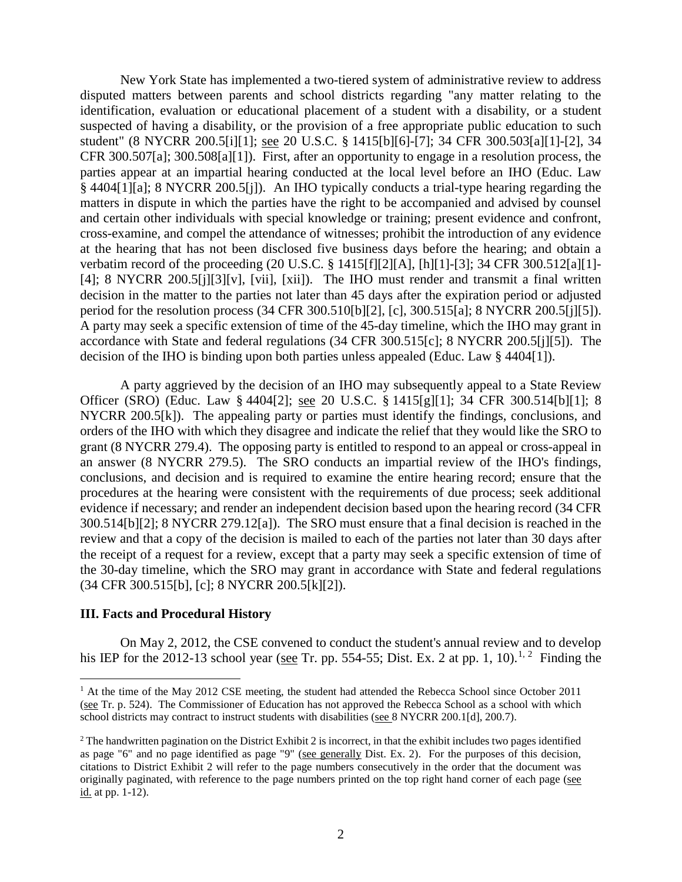New York State has implemented a two-tiered system of administrative review to address disputed matters between parents and school districts regarding "any matter relating to the identification, evaluation or educational placement of a student with a disability, or a student suspected of having a disability, or the provision of a free appropriate public education to such student" (8 NYCRR 200.5[i][1]; see 20 U.S.C. § 1415[b][6]-[7]; 34 CFR 300.503[a][1]-[2], 34 CFR 300.507[a]; 300.508[a][1]). First, after an opportunity to engage in a resolution process, the parties appear at an impartial hearing conducted at the local level before an IHO (Educ. Law § 4404[1][a]; 8 NYCRR 200.5[j]). An IHO typically conducts a trial-type hearing regarding the matters in dispute in which the parties have the right to be accompanied and advised by counsel and certain other individuals with special knowledge or training; present evidence and confront, cross-examine, and compel the attendance of witnesses; prohibit the introduction of any evidence at the hearing that has not been disclosed five business days before the hearing; and obtain a verbatim record of the proceeding (20 U.S.C. § 1415[f][2][A], [h][1]-[3]; 34 CFR 300.512[a][1]-[4]; 8 NYCRR 200.5[j][3][v], [vii], [xii]). The IHO must render and transmit a final written decision in the matter to the parties not later than 45 days after the expiration period or adjusted period for the resolution process (34 CFR 300.510[b][2], [c], 300.515[a]; 8 NYCRR 200.5[j][5]). A party may seek a specific extension of time of the 45-day timeline, which the IHO may grant in accordance with State and federal regulations (34 CFR 300.515[c]; 8 NYCRR 200.5[j][5]). The decision of the IHO is binding upon both parties unless appealed (Educ. Law § 4404[1]).

A party aggrieved by the decision of an IHO may subsequently appeal to a State Review Officer (SRO) (Educ. Law § 4404[2]; see 20 U.S.C. § 1415[g][1]; 34 CFR 300.514[b][1]; 8 NYCRR 200.5[k]). The appealing party or parties must identify the findings, conclusions, and orders of the IHO with which they disagree and indicate the relief that they would like the SRO to grant (8 NYCRR 279.4). The opposing party is entitled to respond to an appeal or cross-appeal in an answer (8 NYCRR 279.5). The SRO conducts an impartial review of the IHO's findings, conclusions, and decision and is required to examine the entire hearing record; ensure that the procedures at the hearing were consistent with the requirements of due process; seek additional evidence if necessary; and render an independent decision based upon the hearing record (34 CFR 300.514[b][2]; 8 NYCRR 279.12[a]). The SRO must ensure that a final decision is reached in the review and that a copy of the decision is mailed to each of the parties not later than 30 days after the receipt of a request for a review, except that a party may seek a specific extension of time of the 30-day timeline, which the SRO may grant in accordance with State and federal regulations (34 CFR 300.515[b], [c]; 8 NYCRR 200.5[k][2]).

## III. Facts and Procedural History

On May 2, 2012, the CSE convened to conduct the student's annual review and to develop his IEP for the 2012-13 school year (see Tr. pp. 554-55; Dist. Ex. 2 at pp. 1, 10).[1, 2] Finding the

---

[1] At the time of the May 2012 CSE meeting, the student had attended the Rebecca School since October 2011 (see Tr. p. 524). The Commissioner of Education has not approved the Rebecca School as a school with which school districts may contract to instruct students with disabilities (see 8 NYCRR 200.1[d], 200.7).

[2] The handwritten pagination on the District Exhibit 2 is incorrect, in that the exhibit includes two pages identified as page "6" and no page identified as page "9" (see generally Dist. Ex. 2). For the purposes of this decision, citations to District Exhibit 2 will refer to the page numbers consecutively in the order that the document was originally paginated, with reference to the page numbers printed on the top right hand corner of each page (see id. at pp. 1-12).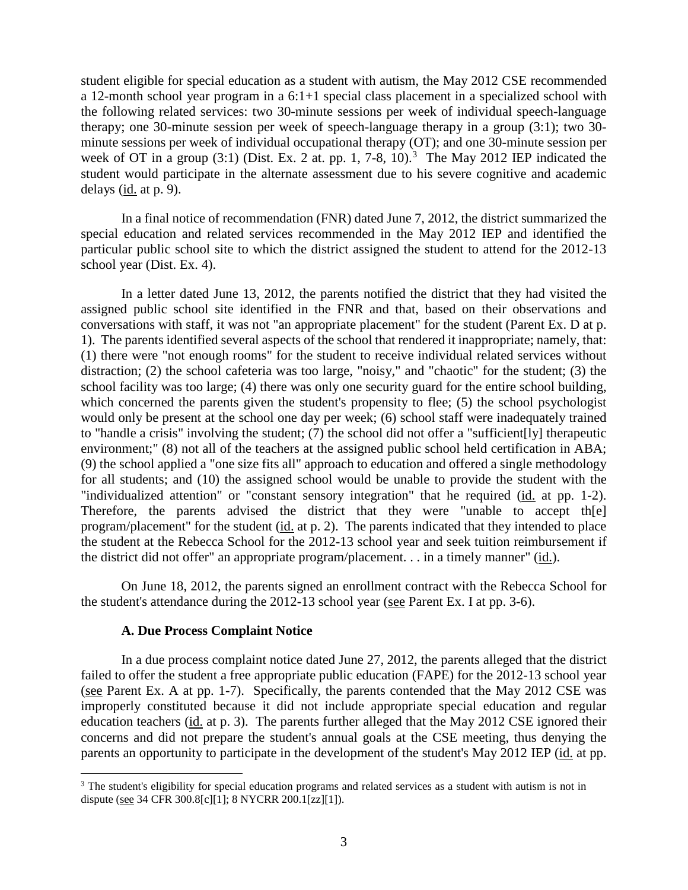student eligible for special education as a student with autism, the May 2012 CSE recommended a 12-month school year program in a 6:1+1 special class placement in a specialized school with the following related services: two 30-minute sessions per week of individual speech-language therapy; one 30-minute session per week of speech-language therapy in a group (3:1); two 30-minute sessions per week of individual occupational therapy (OT); and one 30-minute session per week of OT in a group (3:1) (Dist. Ex. 2 at. pp. 1, 7-8, 10).[3] The May 2012 IEP indicated the student would participate in the alternate assessment due to his severe cognitive and academic delays (id. at p. 9).

In a final notice of recommendation (FNR) dated June 7, 2012, the district summarized the special education and related services recommended in the May 2012 IEP and identified the particular public school site to which the district assigned the student to attend for the 2012-13 school year (Dist. Ex. 4).

In a letter dated June 13, 2012, the parents notified the district that they had visited the assigned public school site identified in the FNR and that, based on their observations and conversations with staff, it was not "an appropriate placement" for the student (Parent Ex. D at p. 1). The parents identified several aspects of the school that rendered it inappropriate; namely, that: (1) there were "not enough rooms" for the student to receive individual related services without distraction; (2) the school cafeteria was too large, "noisy," and "chaotic" for the student; (3) the school facility was too large; (4) there was only one security guard for the entire school building, which concerned the parents given the student's propensity to flee; (5) the school psychologist would only be present at the school one day per week; (6) school staff were inadequately trained to "handle a crisis" involving the student; (7) the school did not offer a "sufficient[ly] therapeutic environment;" (8) not all of the teachers at the assigned public school held certification in ABA; (9) the school applied a "one size fits all" approach to education and offered a single methodology for all students; and (10) the assigned school would be unable to provide the student with the "individualized attention" or "constant sensory integration" that he required (id. at pp. 1-2). Therefore, the parents advised the district that they were "unable to accept th[e] program/placement" for the student (id. at p. 2). The parents indicated that they intended to place the student at the Rebecca School for the 2012-13 school year and seek tuition reimbursement if the district did not offer" an appropriate program/placement. . . in a timely manner" (id.).

On June 18, 2012, the parents signed an enrollment contract with the Rebecca School for the student's attendance during the 2012-13 school year (see Parent Ex. I at pp. 3-6).

### A. Due Process Complaint Notice

In a due process complaint notice dated June 27, 2012, the parents alleged that the district failed to offer the student a free appropriate public education (FAPE) for the 2012-13 school year (see Parent Ex. A at pp. 1-7). Specifically, the parents contended that the May 2012 CSE was improperly constituted because it did not include appropriate special education and regular education teachers (id. at p. 3). The parents further alleged that the May 2012 CSE ignored their concerns and did not prepare the student's annual goals at the CSE meeting, thus denying the parents an opportunity to participate in the development of the student's May 2012 IEP (id. at pp.

[3] The student's eligibility for special education programs and related services as a student with autism is not in dispute (see 34 CFR 300.8[c][1]; 8 NYCRR 200.1[zz][1]).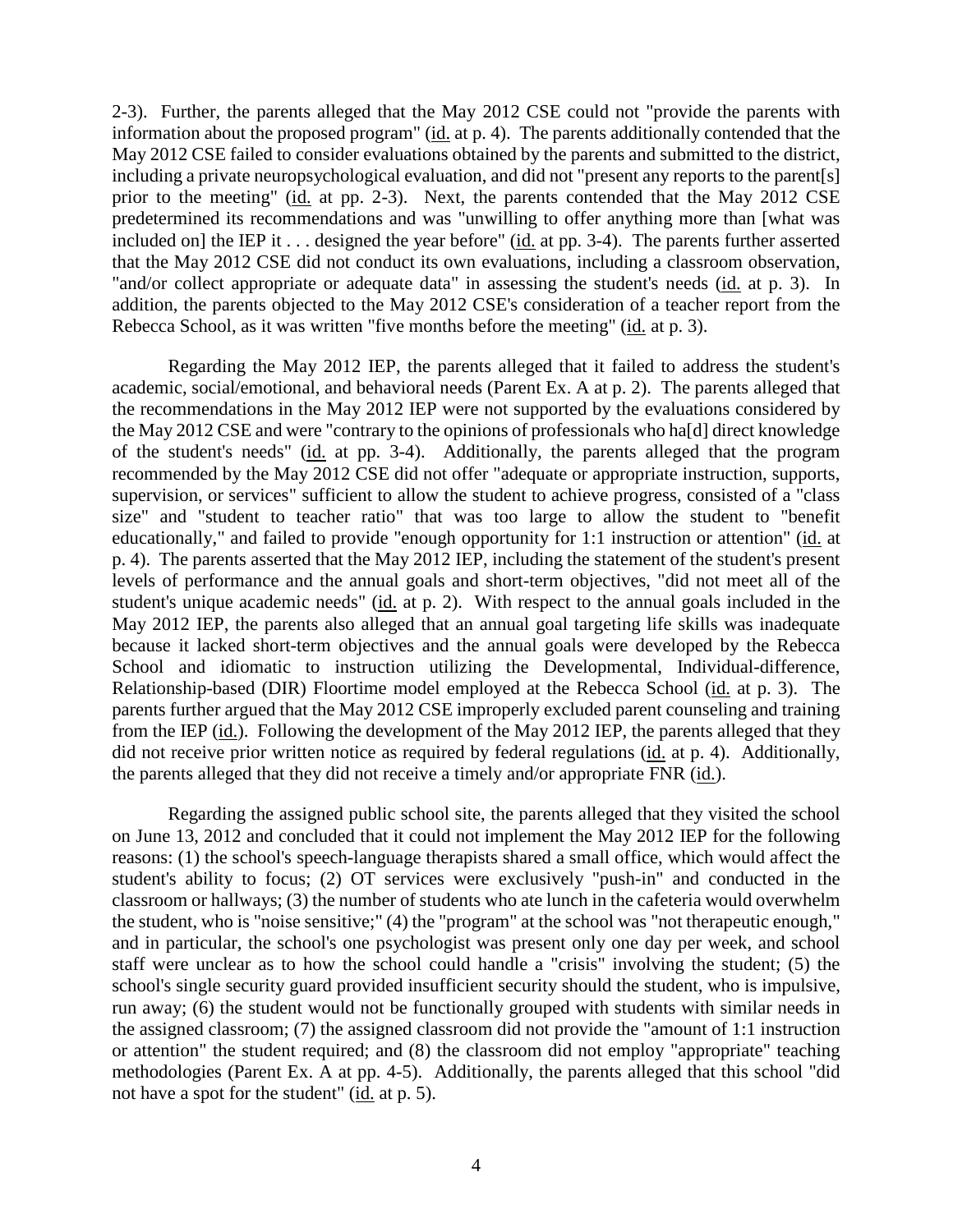2-3). Further, the parents alleged that the May 2012 CSE could not "provide the parents with information about the proposed program" (id. at p. 4). The parents additionally contended that the May 2012 CSE failed to consider evaluations obtained by the parents and submitted to the district, including a private neuropsychological evaluation, and did not "present any reports to the parent[s] prior to the meeting" (id. at pp. 2-3). Next, the parents contended that the May 2012 CSE predetermined its recommendations and was "unwilling to offer anything more than [what was included on] the IEP it . . . designed the year before" (id. at pp. 3-4). The parents further asserted that the May 2012 CSE did not conduct its own evaluations, including a classroom observation, "and/or collect appropriate or adequate data" in assessing the student's needs (id. at p. 3). In addition, the parents objected to the May 2012 CSE's consideration of a teacher report from the Rebecca School, as it was written "five months before the meeting" (id. at p. 3).

Regarding the May 2012 IEP, the parents alleged that it failed to address the student's academic, social/emotional, and behavioral needs (Parent Ex. A at p. 2). The parents alleged that the recommendations in the May 2012 IEP were not supported by the evaluations considered by the May 2012 CSE and were "contrary to the opinions of professionals who ha[d] direct knowledge of the student's needs" (id. at pp. 3-4). Additionally, the parents alleged that the program recommended by the May 2012 CSE did not offer "adequate or appropriate instruction, supports, supervision, or services" sufficient to allow the student to achieve progress, consisted of a "class size" and "student to teacher ratio" that was too large to allow the student to "benefit educationally," and failed to provide "enough opportunity for 1:1 instruction or attention" (id. at p. 4). The parents asserted that the May 2012 IEP, including the statement of the student's present levels of performance and the annual goals and short-term objectives, "did not meet all of the student's unique academic needs" (id. at p. 2). With respect to the annual goals included in the May 2012 IEP, the parents also alleged that an annual goal targeting life skills was inadequate because it lacked short-term objectives and the annual goals were developed by the Rebecca School and idiomatic to instruction utilizing the Developmental, Individual-difference, Relationship-based (DIR) Floortime model employed at the Rebecca School (id. at p. 3). The parents further argued that the May 2012 CSE improperly excluded parent counseling and training from the IEP (id.). Following the development of the May 2012 IEP, the parents alleged that they did not receive prior written notice as required by federal regulations (id. at p. 4). Additionally, the parents alleged that they did not receive a timely and/or appropriate FNR (id.).

Regarding the assigned public school site, the parents alleged that they visited the school on June 13, 2012 and concluded that it could not implement the May 2012 IEP for the following reasons: (1) the school's speech-language therapists shared a small office, which would affect the student's ability to focus; (2) OT services were exclusively "push-in" and conducted in the classroom or hallways; (3) the number of students who ate lunch in the cafeteria would overwhelm the student, who is "noise sensitive;" (4) the "program" at the school was "not therapeutic enough," and in particular, the school's one psychologist was present only one day per week, and school staff were unclear as to how the school could handle a "crisis" involving the student; (5) the school's single security guard provided insufficient security should the student, who is impulsive, run away; (6) the student would not be functionally grouped with students with similar needs in the assigned classroom; (7) the assigned classroom did not provide the "amount of 1:1 instruction or attention" the student required; and (8) the classroom did not employ "appropriate" teaching methodologies (Parent Ex. A at pp. 4-5). Additionally, the parents alleged that this school "did not have a spot for the student" (id. at p. 5).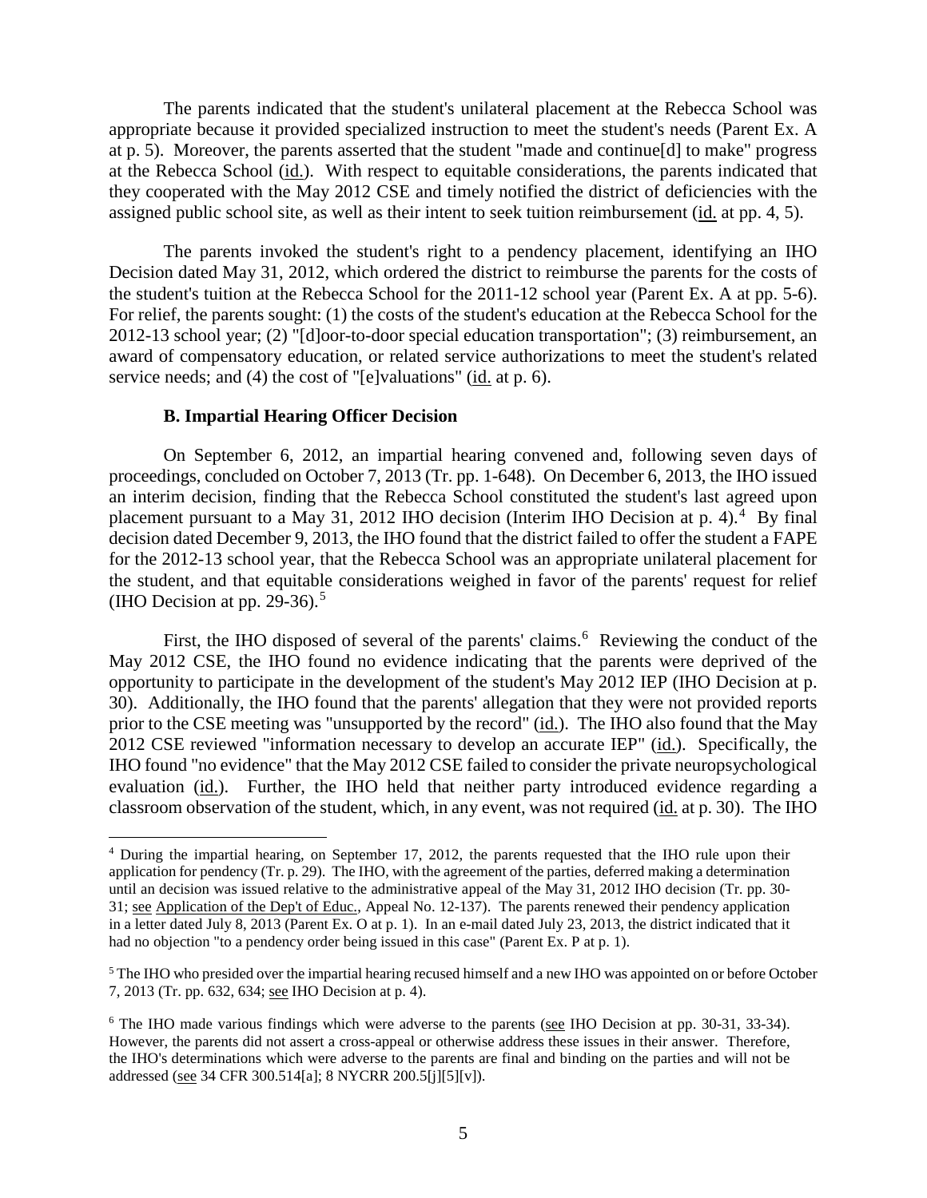The parents indicated that the student's unilateral placement at the Rebecca School was appropriate because it provided specialized instruction to meet the student's needs (Parent Ex. A at p. 5). Moreover, the parents asserted that the student "made and continue[d] to make" progress at the Rebecca School (id.). With respect to equitable considerations, the parents indicated that they cooperated with the May 2012 CSE and timely notified the district of deficiencies with the assigned public school site, as well as their intent to seek tuition reimbursement (id. at pp. 4, 5).

The parents invoked the student's right to a pendency placement, identifying an IHO Decision dated May 31, 2012, which ordered the district to reimburse the parents for the costs of the student's tuition at the Rebecca School for the 2011-12 school year (Parent Ex. A at pp. 5-6). For relief, the parents sought: (1) the costs of the student's education at the Rebecca School for the 2012-13 school year; (2) "[d]oor-to-door special education transportation"; (3) reimbursement, an award of compensatory education, or related service authorizations to meet the student's related service needs; and (4) the cost of "[e]valuations" (id. at p. 6).

### B. Impartial Hearing Officer Decision

On September 6, 2012, an impartial hearing convened and, following seven days of proceedings, concluded on October 7, 2013 (Tr. pp. 1-648). On December 6, 2013, the IHO issued an interim decision, finding that the Rebecca School constituted the student's last agreed upon placement pursuant to a May 31, 2012 IHO decision (Interim IHO Decision at p. 4).[4] By final decision dated December 9, 2013, the IHO found that the district failed to offer the student a FAPE for the 2012-13 school year, that the Rebecca School was an appropriate unilateral placement for the student, and that equitable considerations weighed in favor of the parents' request for relief (IHO Decision at pp. 29-36).[5]

First, the IHO disposed of several of the parents' claims.[6] Reviewing the conduct of the May 2012 CSE, the IHO found no evidence indicating that the parents were deprived of the opportunity to participate in the development of the student's May 2012 IEP (IHO Decision at p. 30). Additionally, the IHO found that the parents' allegation that they were not provided reports prior to the CSE meeting was "unsupported by the record" (id.). The IHO also found that the May 2012 CSE reviewed "information necessary to develop an accurate IEP" (id.). Specifically, the IHO found "no evidence" that the May 2012 CSE failed to consider the private neuropsychological evaluation (id.). Further, the IHO held that neither party introduced evidence regarding a classroom observation of the student, which, in any event, was not required (id. at p. 30). The IHO

---

[4] During the impartial hearing, on September 17, 2012, the parents requested that the IHO rule upon their application for pendency (Tr. p. 29). The IHO, with the agreement of the parties, deferred making a determination until an decision was issued relative to the administrative appeal of the May 31, 2012 IHO decision (Tr. pp. 30-31; see Application of the Dep't of Educ., Appeal No. 12-137). The parents renewed their pendency application in a letter dated July 8, 2013 (Parent Ex. O at p. 1). In an e-mail dated July 23, 2013, the district indicated that it had no objection "to a pendency order being issued in this case" (Parent Ex. P at p. 1).

[5] The IHO who presided over the impartial hearing recused himself and a new IHO was appointed on or before October 7, 2013 (Tr. pp. 632, 634; see IHO Decision at p. 4).

[6] The IHO made various findings which were adverse to the parents (see IHO Decision at pp. 30-31, 33-34). However, the parents did not assert a cross-appeal or otherwise address these issues in their answer. Therefore, the IHO's determinations which were adverse to the parents are final and binding on the parties and will not be addressed (see 34 CFR 300.514[a]; 8 NYCRR 200.5[j][5][v]).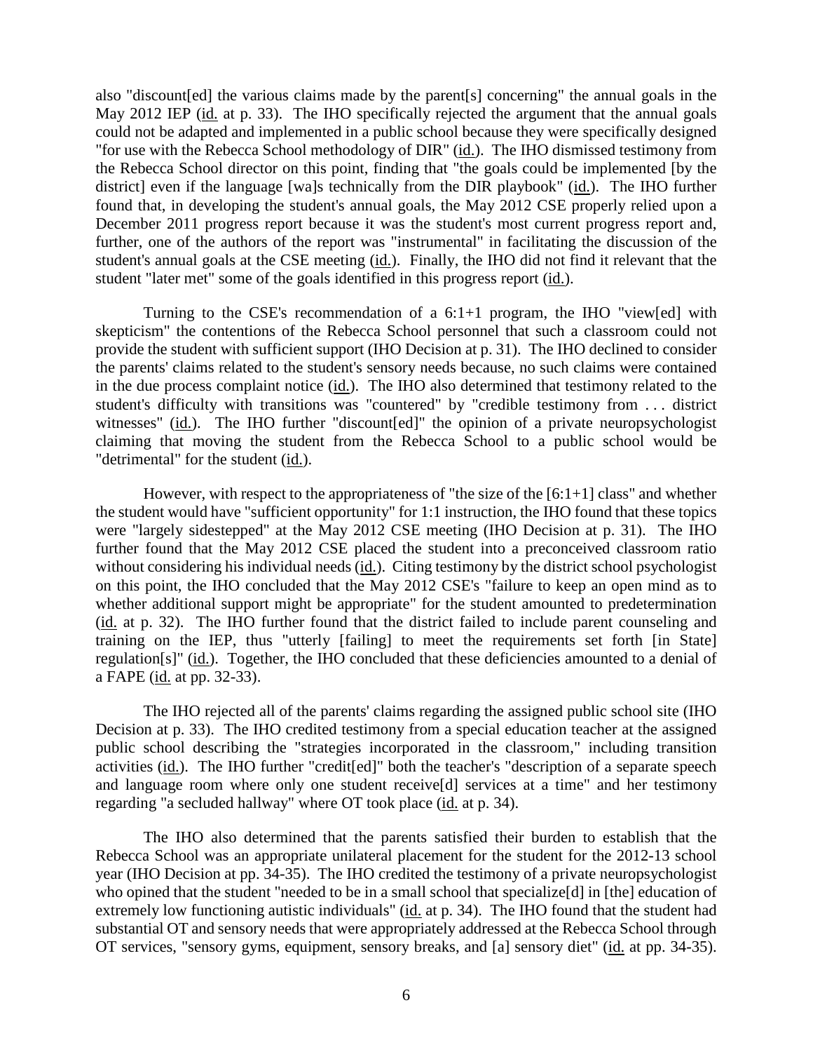also "discount[ed] the various claims made by the parent[s] concerning" the annual goals in the May 2012 IEP (id. at p. 33). The IHO specifically rejected the argument that the annual goals could not be adapted and implemented in a public school because they were specifically designed "for use with the Rebecca School methodology of DIR" (id.). The IHO dismissed testimony from the Rebecca School director on this point, finding that "the goals could be implemented [by the district] even if the language [wa]s technically from the DIR playbook" (id.). The IHO further found that, in developing the student's annual goals, the May 2012 CSE properly relied upon a December 2011 progress report because it was the student's most current progress report and, further, one of the authors of the report was "instrumental" in facilitating the discussion of the student's annual goals at the CSE meeting (id.). Finally, the IHO did not find it relevant that the student "later met" some of the goals identified in this progress report (id.).

Turning to the CSE's recommendation of a 6:1+1 program, the IHO "view[ed] with skepticism" the contentions of the Rebecca School personnel that such a classroom could not provide the student with sufficient support (IHO Decision at p. 31). The IHO declined to consider the parents' claims related to the student's sensory needs because, no such claims were contained in the due process complaint notice (id.). The IHO also determined that testimony related to the student's difficulty with transitions was "countered" by "credible testimony from . . . district witnesses" (id.). The IHO further "discount[ed]" the opinion of a private neuropsychologist claiming that moving the student from the Rebecca School to a public school would be "detrimental" for the student (id.).

However, with respect to the appropriateness of "the size of the [6:1+1] class" and whether the student would have "sufficient opportunity" for 1:1 instruction, the IHO found that these topics were "largely sidestepped" at the May 2012 CSE meeting (IHO Decision at p. 31). The IHO further found that the May 2012 CSE placed the student into a preconceived classroom ratio without considering his individual needs (id.). Citing testimony by the district school psychologist on this point, the IHO concluded that the May 2012 CSE's "failure to keep an open mind as to whether additional support might be appropriate" for the student amounted to predetermination (id. at p. 32). The IHO further found that the district failed to include parent counseling and training on the IEP, thus "utterly [failing] to meet the requirements set forth [in State] regulation[s]" (id.). Together, the IHO concluded that these deficiencies amounted to a denial of a FAPE (id. at pp. 32-33).

The IHO rejected all of the parents' claims regarding the assigned public school site (IHO Decision at p. 33). The IHO credited testimony from a special education teacher at the assigned public school describing the "strategies incorporated in the classroom," including transition activities (id.). The IHO further "credit[ed]" both the teacher's "description of a separate speech and language room where only one student receive[d] services at a time" and her testimony regarding "a secluded hallway" where OT took place (id. at p. 34).

The IHO also determined that the parents satisfied their burden to establish that the Rebecca School was an appropriate unilateral placement for the student for the 2012-13 school year (IHO Decision at pp. 34-35). The IHO credited the testimony of a private neuropsychologist who opined that the student "needed to be in a small school that specialize[d] in [the] education of extremely low functioning autistic individuals" (id. at p. 34). The IHO found that the student had substantial OT and sensory needs that were appropriately addressed at the Rebecca School through OT services, "sensory gyms, equipment, sensory breaks, and [a] sensory diet" (id. at pp. 34-35).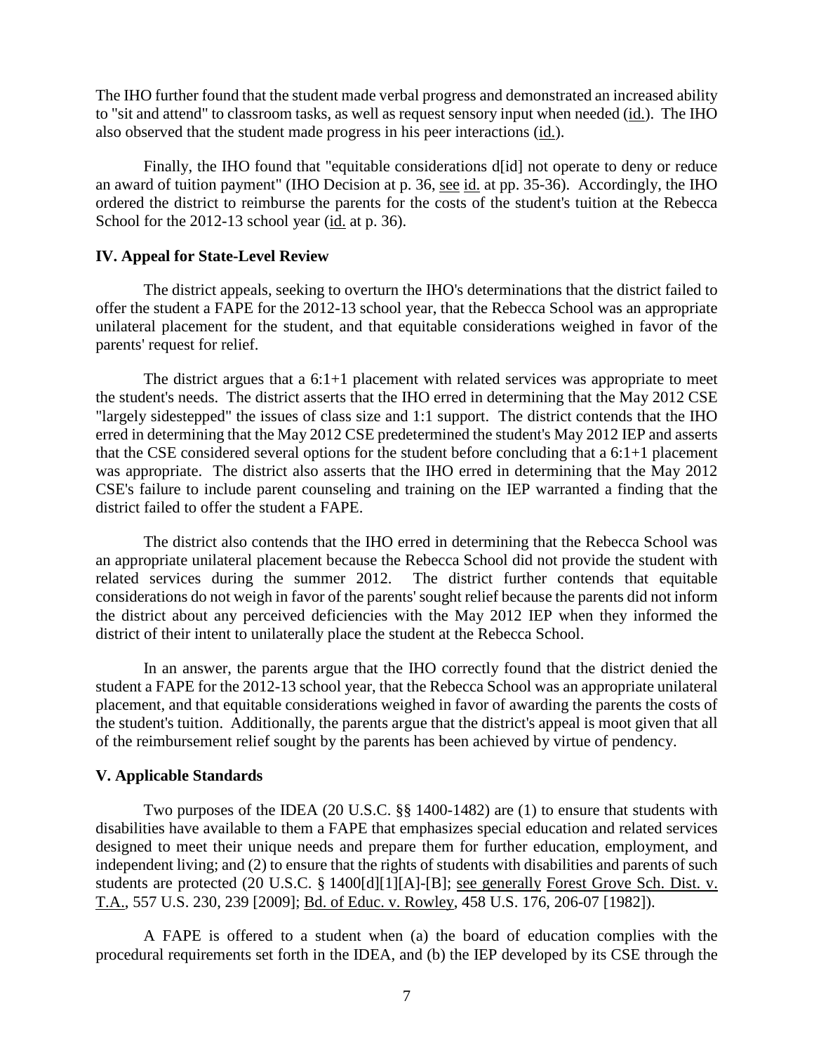The IHO further found that the student made verbal progress and demonstrated an increased ability to "sit and attend" to classroom tasks, as well as request sensory input when needed (id.). The IHO also observed that the student made progress in his peer interactions (id.).

Finally, the IHO found that "equitable considerations d[id] not operate to deny or reduce an award of tuition payment" (IHO Decision at p. 36, see id. at pp. 35-36). Accordingly, the IHO ordered the district to reimburse the parents for the costs of the student's tuition at the Rebecca School for the 2012-13 school year (id. at p. 36).

## IV. Appeal for State-Level Review

The district appeals, seeking to overturn the IHO's determinations that the district failed to offer the student a FAPE for the 2012-13 school year, that the Rebecca School was an appropriate unilateral placement for the student, and that equitable considerations weighed in favor of the parents' request for relief.

The district argues that a 6:1+1 placement with related services was appropriate to meet the student's needs. The district asserts that the IHO erred in determining that the May 2012 CSE "largely sidestepped" the issues of class size and 1:1 support. The district contends that the IHO erred in determining that the May 2012 CSE predetermined the student's May 2012 IEP and asserts that the CSE considered several options for the student before concluding that a 6:1+1 placement was appropriate. The district also asserts that the IHO erred in determining that the May 2012 CSE's failure to include parent counseling and training on the IEP warranted a finding that the district failed to offer the student a FAPE.

The district also contends that the IHO erred in determining that the Rebecca School was an appropriate unilateral placement because the Rebecca School did not provide the student with related services during the summer 2012. The district further contends that equitable considerations do not weigh in favor of the parents' sought relief because the parents did not inform the district about any perceived deficiencies with the May 2012 IEP when they informed the district of their intent to unilaterally place the student at the Rebecca School.

In an answer, the parents argue that the IHO correctly found that the district denied the student a FAPE for the 2012-13 school year, that the Rebecca School was an appropriate unilateral placement, and that equitable considerations weighed in favor of awarding the parents the costs of the student's tuition. Additionally, the parents argue that the district's appeal is moot given that all of the reimbursement relief sought by the parents has been achieved by virtue of pendency.

## V. Applicable Standards

Two purposes of the IDEA (20 U.S.C. §§ 1400-1482) are (1) to ensure that students with disabilities have available to them a FAPE that emphasizes special education and related services designed to meet their unique needs and prepare them for further education, employment, and independent living; and (2) to ensure that the rights of students with disabilities and parents of such students are protected (20 U.S.C. § 1400[d][1][A]-[B]; see generally Forest Grove Sch. Dist. v. T.A., 557 U.S. 230, 239 [2009]; Bd. of Educ. v. Rowley, 458 U.S. 176, 206-07 [1982]).

A FAPE is offered to a student when (a) the board of education complies with the procedural requirements set forth in the IDEA, and (b) the IEP developed by its CSE through the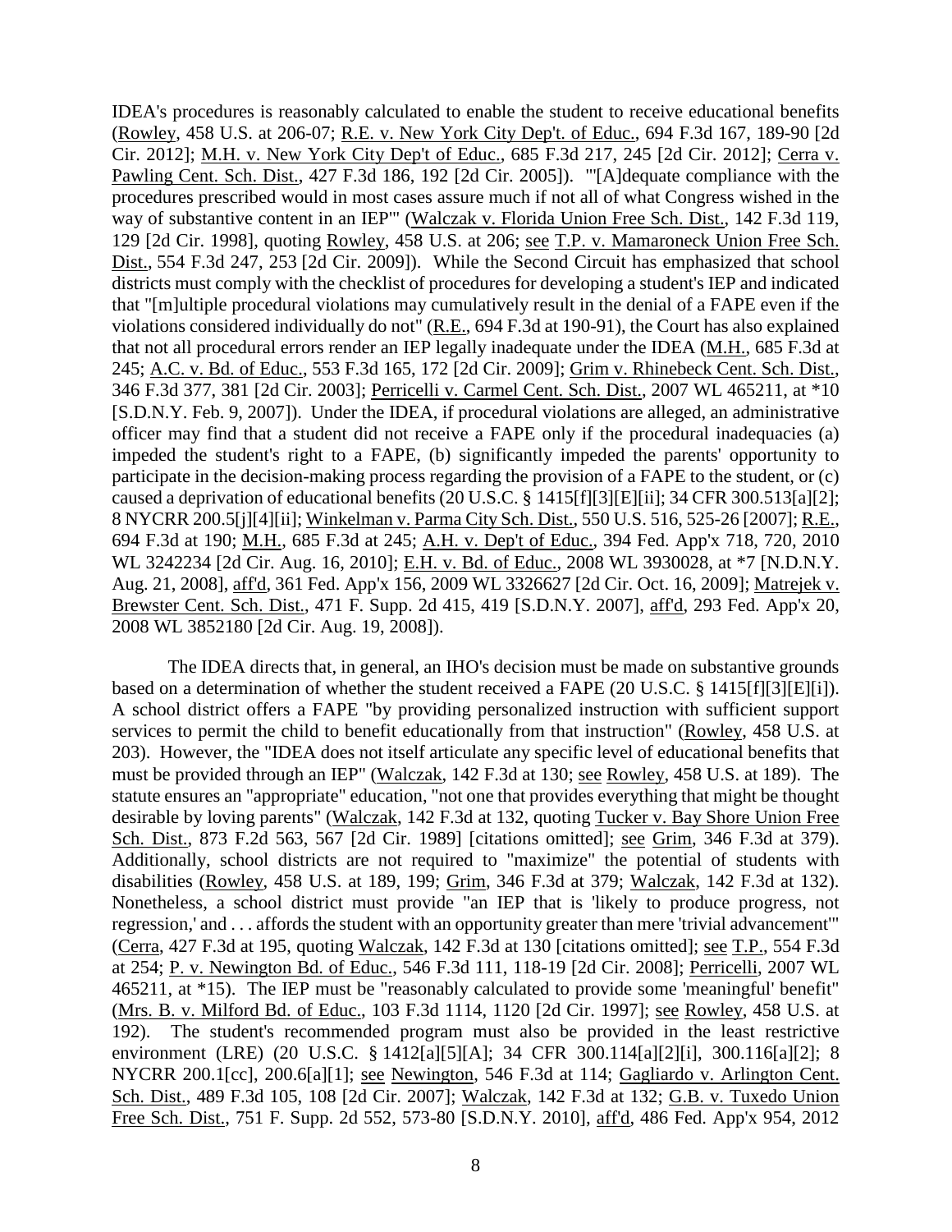IDEA's procedures is reasonably calculated to enable the student to receive educational benefits (Rowley, 458 U.S. at 206-07; R.E. v. New York City Dep't. of Educ., 694 F.3d 167, 189-90 [2d Cir. 2012]; M.H. v. New York City Dep't of Educ., 685 F.3d 217, 245 [2d Cir. 2012]; Cerra v. Pawling Cent. Sch. Dist., 427 F.3d 186, 192 [2d Cir. 2005]). "'[A]dequate compliance with the procedures prescribed would in most cases assure much if not all of what Congress wished in the way of substantive content in an IEP'" (Walczak v. Florida Union Free Sch. Dist., 142 F.3d 119, 129 [2d Cir. 1998], quoting Rowley, 458 U.S. at 206; see T.P. v. Mamaroneck Union Free Sch. Dist., 554 F.3d 247, 253 [2d Cir. 2009]). While the Second Circuit has emphasized that school districts must comply with the checklist of procedures for developing a student's IEP and indicated that "[m]ultiple procedural violations may cumulatively result in the denial of a FAPE even if the violations considered individually do not" (R.E., 694 F.3d at 190-91), the Court has also explained that not all procedural errors render an IEP legally inadequate under the IDEA (M.H., 685 F.3d at 245; A.C. v. Bd. of Educ., 553 F.3d 165, 172 [2d Cir. 2009]; Grim v. Rhinebeck Cent. Sch. Dist., 346 F.3d 377, 381 [2d Cir. 2003]; Perricelli v. Carmel Cent. Sch. Dist., 2007 WL 465211, at *10 [S.D.N.Y. Feb. 9, 2007]). Under the IDEA, if procedural violations are alleged, an administrative officer may find that a student did not receive a FAPE only if the procedural inadequacies (a) impeded the student's right to a FAPE, (b) significantly impeded the parents' opportunity to participate in the decision-making process regarding the provision of a FAPE to the student, or (c) caused a deprivation of educational benefits (20 U.S.C. § 1415[f][3][E][ii]; 34 CFR 300.513[a][2]; 8 NYCRR 200.5[j][4][ii]; Winkelman v. Parma City Sch. Dist., 550 U.S. 516, 525-26 [2007]; R.E., 694 F.3d at 190; M.H., 685 F.3d at 245; A.H. v. Dep't of Educ., 394 Fed. App'x 718, 720, 2010 WL 3242234 [2d Cir. Aug. 16, 2010]; E.H. v. Bd. of Educ., 2008 WL 3930028, at *7 [N.D.N.Y. Aug. 21, 2008], aff'd, 361 Fed. App'x 156, 2009 WL 3326627 [2d Cir. Oct. 16, 2009]; Matrejek v. Brewster Cent. Sch. Dist., 471 F. Supp. 2d 415, 419 [S.D.N.Y. 2007], aff'd, 293 Fed. App'x 20, 2008 WL 3852180 [2d Cir. Aug. 19, 2008]).

The IDEA directs that, in general, an IHO's decision must be made on substantive grounds based on a determination of whether the student received a FAPE (20 U.S.C. § 1415[f][3][E][i]). A school district offers a FAPE "by providing personalized instruction with sufficient support services to permit the child to benefit educationally from that instruction" (Rowley, 458 U.S. at 203). However, the "IDEA does not itself articulate any specific level of educational benefits that must be provided through an IEP" (Walczak, 142 F.3d at 130; see Rowley, 458 U.S. at 189). The statute ensures an "appropriate" education, "not one that provides everything that might be thought desirable by loving parents" (Walczak, 142 F.3d at 132, quoting Tucker v. Bay Shore Union Free Sch. Dist., 873 F.2d 563, 567 [2d Cir. 1989] [citations omitted]; see Grim, 346 F.3d at 379). Additionally, school districts are not required to "maximize" the potential of students with disabilities (Rowley, 458 U.S. at 189, 199; Grim, 346 F.3d at 379; Walczak, 142 F.3d at 132). Nonetheless, a school district must provide "an IEP that is 'likely to produce progress, not regression,' and . . . affords the student with an opportunity greater than mere 'trivial advancement'" (Cerra, 427 F.3d at 195, quoting Walczak, 142 F.3d at 130 [citations omitted]; see T.P., 554 F.3d at 254; P. v. Newington Bd. of Educ., 546 F.3d 111, 118-19 [2d Cir. 2008]; Perricelli, 2007 WL 465211, at *15). The IEP must be "reasonably calculated to provide some 'meaningful' benefit" (Mrs. B. v. Milford Bd. of Educ., 103 F.3d 1114, 1120 [2d Cir. 1997]; see Rowley, 458 U.S. at 192). The student's recommended program must also be provided in the least restrictive environment (LRE) (20 U.S.C. § 1412[a][5][A]; 34 CFR 300.114[a][2][i], 300.116[a][2]; 8 NYCRR 200.1[cc], 200.6[a][1]; see Newington, 546 F.3d at 114; Gagliardo v. Arlington Cent. Sch. Dist., 489 F.3d 105, 108 [2d Cir. 2007]; Walczak, 142 F.3d at 132; G.B. v. Tuxedo Union Free Sch. Dist., 751 F. Supp. 2d 552, 573-80 [S.D.N.Y. 2010], aff'd, 486 Fed. App'x 954, 2012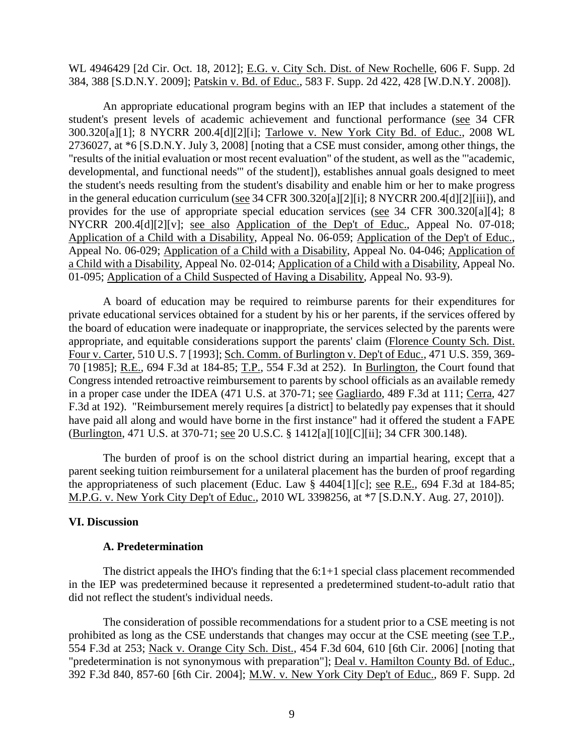WL 4946429 [2d Cir. Oct. 18, 2012]; E.G. v. City Sch. Dist. of New Rochelle, 606 F. Supp. 2d 384, 388 [S.D.N.Y. 2009]; Patskin v. Bd. of Educ., 583 F. Supp. 2d 422, 428 [W.D.N.Y. 2008]).

An appropriate educational program begins with an IEP that includes a statement of the student's present levels of academic achievement and functional performance (see 34 CFR 300.320[a][1]; 8 NYCRR 200.4[d][2][i]; Tarlowe v. New York City Bd. of Educ., 2008 WL 2736027, at *6 [S.D.N.Y. July 3, 2008] [noting that a CSE must consider, among other things, the "results of the initial evaluation or most recent evaluation" of the student, as well as the "'academic, developmental, and functional needs'" of the student]), establishes annual goals designed to meet the student's needs resulting from the student's disability and enable him or her to make progress in the general education curriculum (see 34 CFR 300.320[a][2][i]; 8 NYCRR 200.4[d][2][iii]), and provides for the use of appropriate special education services (see 34 CFR 300.320[a][4]; 8 NYCRR 200.4[d][2][v]; see also Application of the Dep't of Educ., Appeal No. 07-018; Application of a Child with a Disability, Appeal No. 06-059; Application of the Dep't of Educ., Appeal No. 06-029; Application of a Child with a Disability, Appeal No. 04-046; Application of a Child with a Disability, Appeal No. 02-014; Application of a Child with a Disability, Appeal No. 01-095; Application of a Child Suspected of Having a Disability, Appeal No. 93-9).

A board of education may be required to reimburse parents for their expenditures for private educational services obtained for a student by his or her parents, if the services offered by the board of education were inadequate or inappropriate, the services selected by the parents were appropriate, and equitable considerations support the parents' claim (Florence County Sch. Dist. Four v. Carter, 510 U.S. 7 [1993]; Sch. Comm. of Burlington v. Dep't of Educ., 471 U.S. 359, 369-70 [1985]; R.E., 694 F.3d at 184-85; T.P., 554 F.3d at 252). In Burlington, the Court found that Congress intended retroactive reimbursement to parents by school officials as an available remedy in a proper case under the IDEA (471 U.S. at 370-71; see Gagliardo, 489 F.3d at 111; Cerra, 427 F.3d at 192). "Reimbursement merely requires [a district] to belatedly pay expenses that it should have paid all along and would have borne in the first instance" had it offered the student a FAPE (Burlington, 471 U.S. at 370-71; see 20 U.S.C. § 1412[a][10][C][ii]; 34 CFR 300.148).

The burden of proof is on the school district during an impartial hearing, except that a parent seeking tuition reimbursement for a unilateral placement has the burden of proof regarding the appropriateness of such placement (Educ. Law § 4404[1][c]; see R.E., 694 F.3d at 184-85; M.P.G. v. New York City Dep't of Educ., 2010 WL 3398256, at *7 [S.D.N.Y. Aug. 27, 2010]).

## VI. Discussion

### A. Predetermination

The district appeals the IHO's finding that the 6:1+1 special class placement recommended in the IEP was predetermined because it represented a predetermined student-to-adult ratio that did not reflect the student's individual needs.

The consideration of possible recommendations for a student prior to a CSE meeting is not prohibited as long as the CSE understands that changes may occur at the CSE meeting (see T.P., 554 F.3d at 253; Nack v. Orange City Sch. Dist., 454 F.3d 604, 610 [6th Cir. 2006] [noting that "predetermination is not synonymous with preparation"]; Deal v. Hamilton County Bd. of Educ., 392 F.3d 840, 857-60 [6th Cir. 2004]; M.W. v. New York City Dep't of Educ., 869 F. Supp. 2d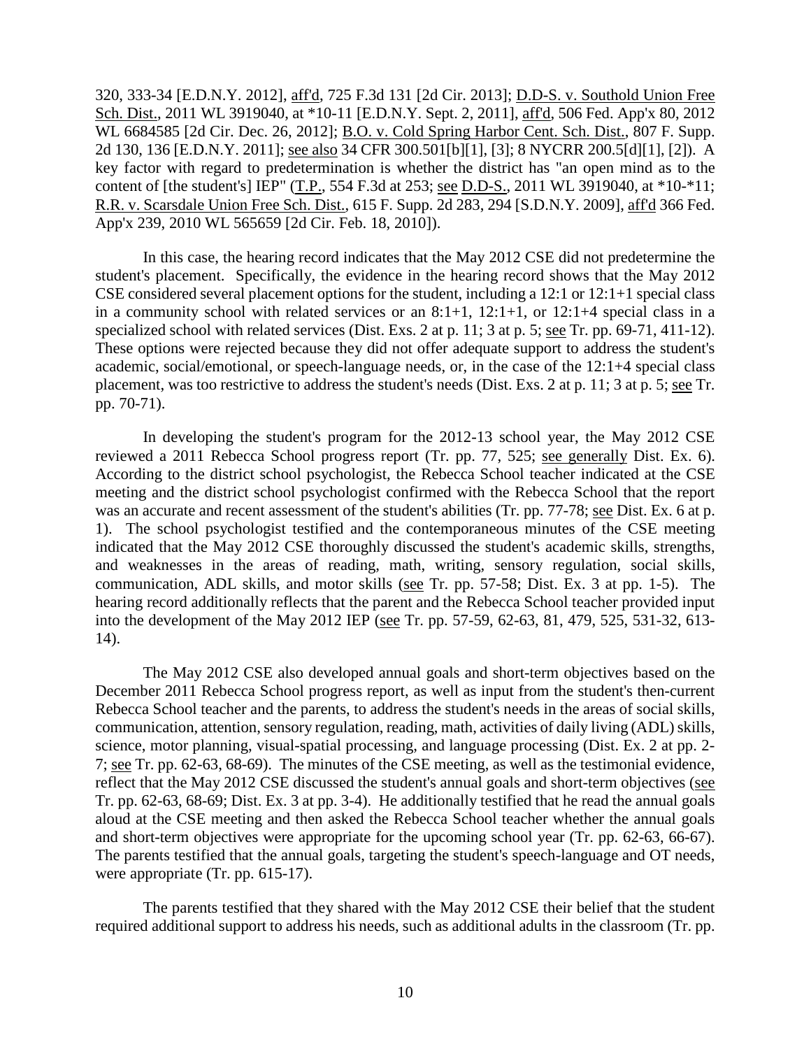320, 333-34 [E.D.N.Y. 2012], aff'd, 725 F.3d 131 [2d Cir. 2013]; D.D-S. v. Southold Union Free Sch. Dist., 2011 WL 3919040, at *10-11 [E.D.N.Y. Sept. 2, 2011], aff'd, 506 Fed. App'x 80, 2012 WL 6684585 [2d Cir. Dec. 26, 2012]; B.O. v. Cold Spring Harbor Cent. Sch. Dist., 807 F. Supp. 2d 130, 136 [E.D.N.Y. 2011]; see also 34 CFR 300.501[b][1], [3]; 8 NYCRR 200.5[d][1], [2]). A key factor with regard to predetermination is whether the district has "an open mind as to the content of [the student's] IEP" (T.P., 554 F.3d at 253; see D.D-S., 2011 WL 3919040, at *10-*11; R.R. v. Scarsdale Union Free Sch. Dist., 615 F. Supp. 2d 283, 294 [S.D.N.Y. 2009], aff'd 366 Fed. App'x 239, 2010 WL 565659 [2d Cir. Feb. 18, 2010]).

In this case, the hearing record indicates that the May 2012 CSE did not predetermine the student's placement. Specifically, the evidence in the hearing record shows that the May 2012 CSE considered several placement options for the student, including a 12:1 or 12:1+1 special class in a community school with related services or an 8:1+1, 12:1+1, or 12:1+4 special class in a specialized school with related services (Dist. Exs. 2 at p. 11; 3 at p. 5; see Tr. pp. 69-71, 411-12). These options were rejected because they did not offer adequate support to address the student's academic, social/emotional, or speech-language needs, or, in the case of the 12:1+4 special class placement, was too restrictive to address the student's needs (Dist. Exs. 2 at p. 11; 3 at p. 5; see Tr. pp. 70-71).

In developing the student's program for the 2012-13 school year, the May 2012 CSE reviewed a 2011 Rebecca School progress report (Tr. pp. 77, 525; see generally Dist. Ex. 6). According to the district school psychologist, the Rebecca School teacher indicated at the CSE meeting and the district school psychologist confirmed with the Rebecca School that the report was an accurate and recent assessment of the student's abilities (Tr. pp. 77-78; see Dist. Ex. 6 at p. 1). The school psychologist testified and the contemporaneous minutes of the CSE meeting indicated that the May 2012 CSE thoroughly discussed the student's academic skills, strengths, and weaknesses in the areas of reading, math, writing, sensory regulation, social skills, communication, ADL skills, and motor skills (see Tr. pp. 57-58; Dist. Ex. 3 at pp. 1-5). The hearing record additionally reflects that the parent and the Rebecca School teacher provided input into the development of the May 2012 IEP (see Tr. pp. 57-59, 62-63, 81, 479, 525, 531-32, 613-14).

The May 2012 CSE also developed annual goals and short-term objectives based on the December 2011 Rebecca School progress report, as well as input from the student's then-current Rebecca School teacher and the parents, to address the student's needs in the areas of social skills, communication, attention, sensory regulation, reading, math, activities of daily living (ADL) skills, science, motor planning, visual-spatial processing, and language processing (Dist. Ex. 2 at pp. 2-7; see Tr. pp. 62-63, 68-69). The minutes of the CSE meeting, as well as the testimonial evidence, reflect that the May 2012 CSE discussed the student's annual goals and short-term objectives (see Tr. pp. 62-63, 68-69; Dist. Ex. 3 at pp. 3-4). He additionally testified that he read the annual goals aloud at the CSE meeting and then asked the Rebecca School teacher whether the annual goals and short-term objectives were appropriate for the upcoming school year (Tr. pp. 62-63, 66-67). The parents testified that the annual goals, targeting the student's speech-language and OT needs, were appropriate (Tr. pp. 615-17).

The parents testified that they shared with the May 2012 CSE their belief that the student required additional support to address his needs, such as additional adults in the classroom (Tr. pp.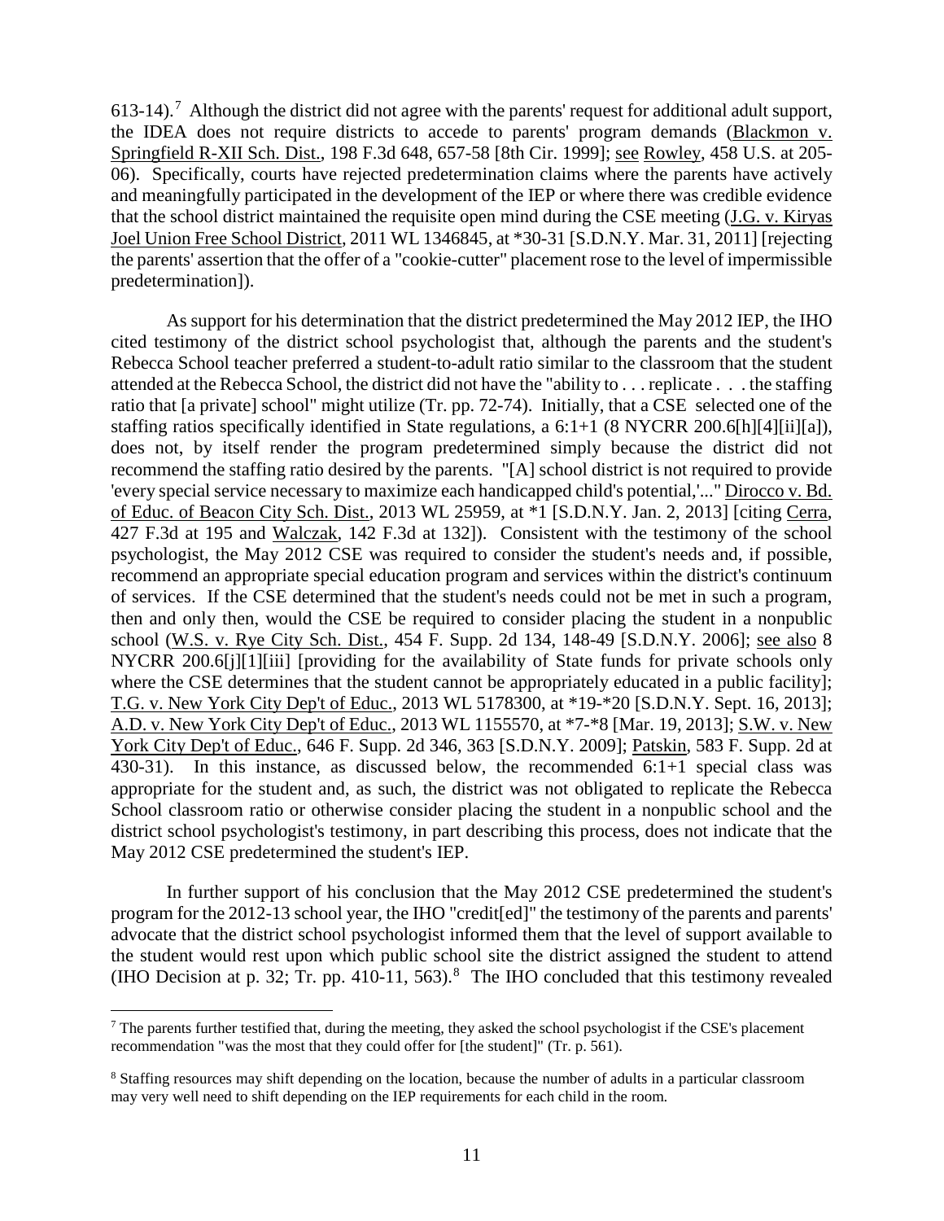613-14).[7] Although the district did not agree with the parents' request for additional adult support, the IDEA does not require districts to accede to parents' program demands (Blackmon v. Springfield R-XII Sch. Dist., 198 F.3d 648, 657-58 [8th Cir. 1999]; see Rowley, 458 U.S. at 205-06). Specifically, courts have rejected predetermination claims where the parents have actively and meaningfully participated in the development of the IEP or where there was credible evidence that the school district maintained the requisite open mind during the CSE meeting (J.G. v. Kiryas Joel Union Free School District, 2011 WL 1346845, at *30-31 [S.D.N.Y. Mar. 31, 2011] [rejecting the parents' assertion that the offer of a "cookie-cutter" placement rose to the level of impermissible predetermination]).

As support for his determination that the district predetermined the May 2012 IEP, the IHO cited testimony of the district school psychologist that, although the parents and the student's Rebecca School teacher preferred a student-to-adult ratio similar to the classroom that the student attended at the Rebecca School, the district did not have the "ability to . . . replicate . . . the staffing ratio that [a private] school" might utilize (Tr. pp. 72-74). Initially, that a CSE selected one of the staffing ratios specifically identified in State regulations, a 6:1+1 (8 NYCRR 200.6[h][4][ii][a]), does not, by itself render the program predetermined simply because the district did not recommend the staffing ratio desired by the parents. "[A] school district is not required to provide 'every special service necessary to maximize each handicapped child's potential,'..." Dirocco v. Bd. of Educ. of Beacon City Sch. Dist., 2013 WL 25959, at *1 [S.D.N.Y. Jan. 2, 2013] [citing Cerra, 427 F.3d at 195 and Walczak, 142 F.3d at 132]). Consistent with the testimony of the school psychologist, the May 2012 CSE was required to consider the student's needs and, if possible, recommend an appropriate special education program and services within the district's continuum of services. If the CSE determined that the student's needs could not be met in such a program, then and only then, would the CSE be required to consider placing the student in a nonpublic school (W.S. v. Rye City Sch. Dist., 454 F. Supp. 2d 134, 148-49 [S.D.N.Y. 2006]; see also 8 NYCRR 200.6[j][1][iii] [providing for the availability of State funds for private schools only where the CSE determines that the student cannot be appropriately educated in a public facility]; T.G. v. New York City Dep't of Educ., 2013 WL 5178300, at *19-*20 [S.D.N.Y. Sept. 16, 2013]; A.D. v. New York City Dep't of Educ., 2013 WL 1155570, at *7-*8 [Mar. 19, 2013]; S.W. v. New York City Dep't of Educ., 646 F. Supp. 2d 346, 363 [S.D.N.Y. 2009]; Patskin, 583 F. Supp. 2d at 430-31). In this instance, as discussed below, the recommended 6:1+1 special class was appropriate for the student and, as such, the district was not obligated to replicate the Rebecca School classroom ratio or otherwise consider placing the student in a nonpublic school and the district school psychologist's testimony, in part describing this process, does not indicate that the May 2012 CSE predetermined the student's IEP.

In further support of his conclusion that the May 2012 CSE predetermined the student's program for the 2012-13 school year, the IHO "credit[ed]" the testimony of the parents and parents' advocate that the district school psychologist informed them that the level of support available to the student would rest upon which public school site the district assigned the student to attend (IHO Decision at p. 32; Tr. pp. 410-11, 563).[8] The IHO concluded that this testimony revealed

---

[7] The parents further testified that, during the meeting, they asked the school psychologist if the CSE's placement recommendation "was the most that they could offer for [the student]" (Tr. p. 561).

[8] Staffing resources may shift depending on the location, because the number of adults in a particular classroom may very well need to shift depending on the IEP requirements for each child in the room.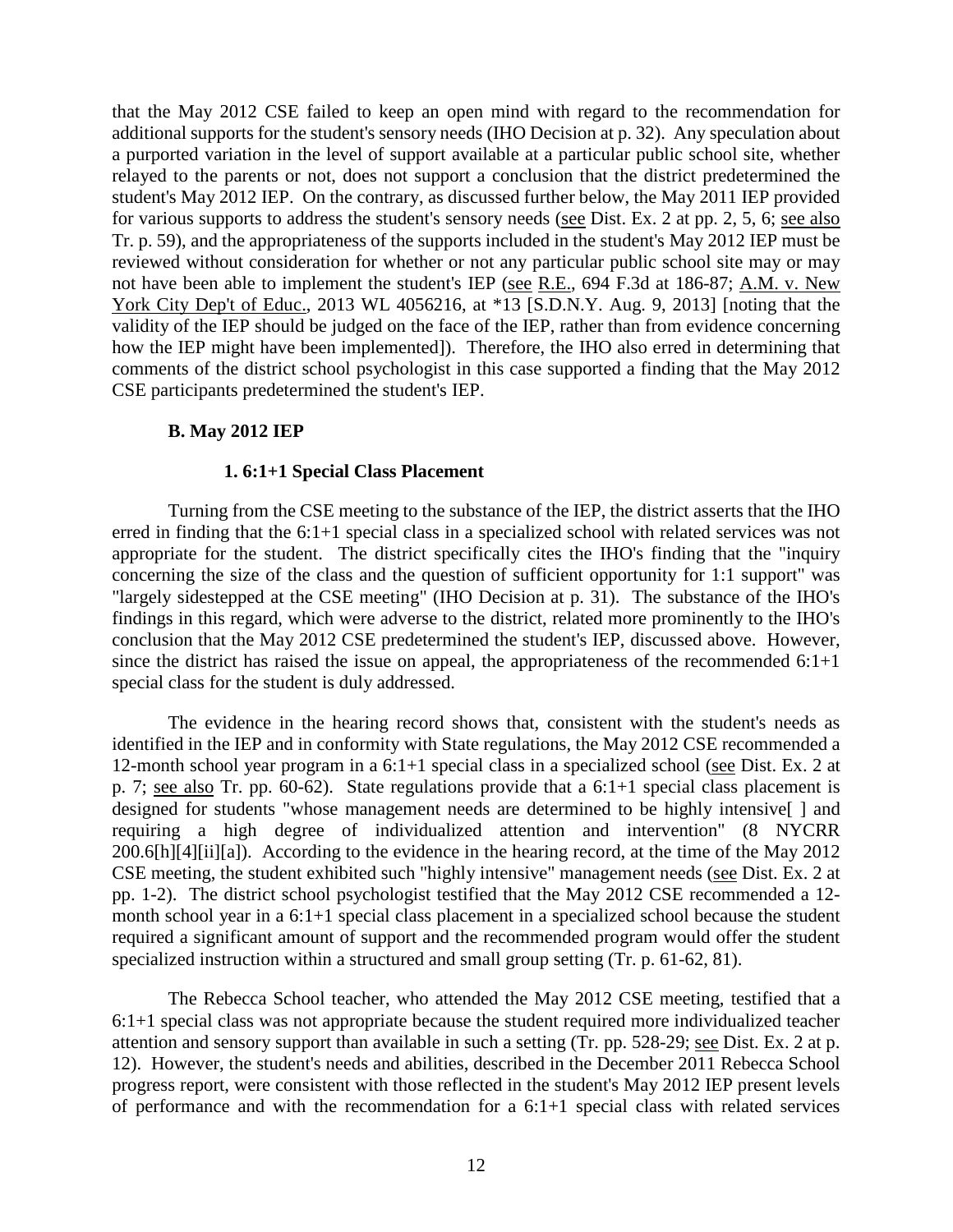that the May 2012 CSE failed to keep an open mind with regard to the recommendation for additional supports for the student's sensory needs (IHO Decision at p. 32). Any speculation about a purported variation in the level of support available at a particular public school site, whether relayed to the parents or not, does not support a conclusion that the district predetermined the student's May 2012 IEP. On the contrary, as discussed further below, the May 2011 IEP provided for various supports to address the student's sensory needs (see Dist. Ex. 2 at pp. 2, 5, 6; see also Tr. p. 59), and the appropriateness of the supports included in the student's May 2012 IEP must be reviewed without consideration for whether or not any particular public school site may or may not have been able to implement the student's IEP (see R.E., 694 F.3d at 186-87; A.M. v. New York City Dep't of Educ., 2013 WL 4056216, at *13 [S.D.N.Y. Aug. 9, 2013] [noting that the validity of the IEP should be judged on the face of the IEP, rather than from evidence concerning how the IEP might have been implemented]). Therefore, the IHO also erred in determining that comments of the district school psychologist in this case supported a finding that the May 2012 CSE participants predetermined the student's IEP.

### B. May 2012 IEP

#### 1. 6:1+1 Special Class Placement

Turning from the CSE meeting to the substance of the IEP, the district asserts that the IHO erred in finding that the 6:1+1 special class in a specialized school with related services was not appropriate for the student. The district specifically cites the IHO's finding that the "inquiry concerning the size of the class and the question of sufficient opportunity for 1:1 support" was "largely sidestepped at the CSE meeting" (IHO Decision at p. 31). The substance of the IHO's findings in this regard, which were adverse to the district, related more prominently to the IHO's conclusion that the May 2012 CSE predetermined the student's IEP, discussed above. However, since the district has raised the issue on appeal, the appropriateness of the recommended 6:1+1 special class for the student is duly addressed.

The evidence in the hearing record shows that, consistent with the student's needs as identified in the IEP and in conformity with State regulations, the May 2012 CSE recommended a 12-month school year program in a 6:1+1 special class in a specialized school (see Dist. Ex. 2 at p. 7; see also Tr. pp. 60-62). State regulations provide that a 6:1+1 special class placement is designed for students "whose management needs are determined to be highly intensive[ ] and requiring a high degree of individualized attention and intervention" (8 NYCRR 200.6[h][4][ii][a]). According to the evidence in the hearing record, at the time of the May 2012 CSE meeting, the student exhibited such "highly intensive" management needs (see Dist. Ex. 2 at pp. 1-2). The district school psychologist testified that the May 2012 CSE recommended a 12-month school year in a 6:1+1 special class placement in a specialized school because the student required a significant amount of support and the recommended program would offer the student specialized instruction within a structured and small group setting (Tr. p. 61-62, 81).

The Rebecca School teacher, who attended the May 2012 CSE meeting, testified that a 6:1+1 special class was not appropriate because the student required more individualized teacher attention and sensory support than available in such a setting (Tr. pp. 528-29; see Dist. Ex. 2 at p. 12). However, the student's needs and abilities, described in the December 2011 Rebecca School progress report, were consistent with those reflected in the student's May 2012 IEP present levels of performance and with the recommendation for a 6:1+1 special class with related services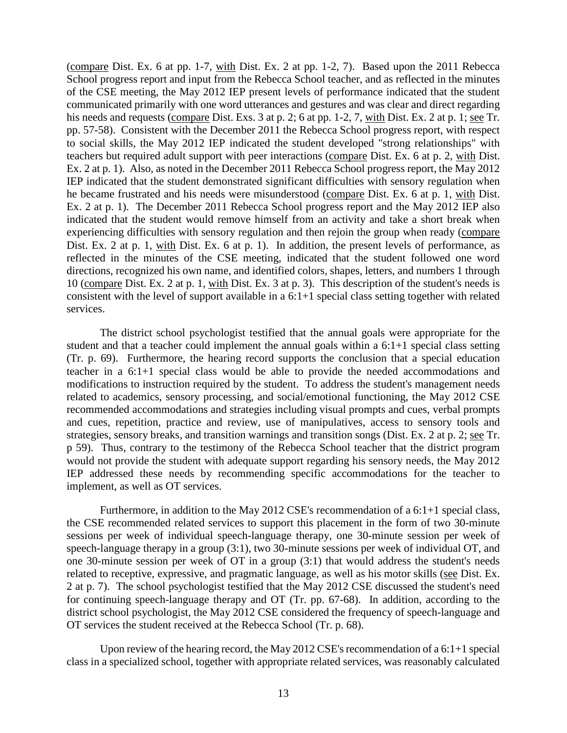(compare Dist. Ex. 6 at pp. 1-7, with Dist. Ex. 2 at pp. 1-2, 7). Based upon the 2011 Rebecca School progress report and input from the Rebecca School teacher, and as reflected in the minutes of the CSE meeting, the May 2012 IEP present levels of performance indicated that the student communicated primarily with one word utterances and gestures and was clear and direct regarding his needs and requests (compare Dist. Exs. 3 at p. 2; 6 at pp. 1-2, 7, with Dist. Ex. 2 at p. 1; see Tr. pp. 57-58). Consistent with the December 2011 the Rebecca School progress report, with respect to social skills, the May 2012 IEP indicated the student developed "strong relationships" with teachers but required adult support with peer interactions (compare Dist. Ex. 6 at p. 2, with Dist. Ex. 2 at p. 1). Also, as noted in the December 2011 Rebecca School progress report, the May 2012 IEP indicated that the student demonstrated significant difficulties with sensory regulation when he became frustrated and his needs were misunderstood (compare Dist. Ex. 6 at p. 1, with Dist. Ex. 2 at p. 1). The December 2011 Rebecca School progress report and the May 2012 IEP also indicated that the student would remove himself from an activity and take a short break when experiencing difficulties with sensory regulation and then rejoin the group when ready (compare Dist. Ex. 2 at p. 1, with Dist. Ex. 6 at p. 1). In addition, the present levels of performance, as reflected in the minutes of the CSE meeting, indicated that the student followed one word directions, recognized his own name, and identified colors, shapes, letters, and numbers 1 through 10 (compare Dist. Ex. 2 at p. 1, with Dist. Ex. 3 at p. 3). This description of the student's needs is consistent with the level of support available in a 6:1+1 special class setting together with related services.

The district school psychologist testified that the annual goals were appropriate for the student and that a teacher could implement the annual goals within a 6:1+1 special class setting (Tr. p. 69). Furthermore, the hearing record supports the conclusion that a special education teacher in a 6:1+1 special class would be able to provide the needed accommodations and modifications to instruction required by the student. To address the student's management needs related to academics, sensory processing, and social/emotional functioning, the May 2012 CSE recommended accommodations and strategies including visual prompts and cues, verbal prompts and cues, repetition, practice and review, use of manipulatives, access to sensory tools and strategies, sensory breaks, and transition warnings and transition songs (Dist. Ex. 2 at p. 2; see Tr. p 59). Thus, contrary to the testimony of the Rebecca School teacher that the district program would not provide the student with adequate support regarding his sensory needs, the May 2012 IEP addressed these needs by recommending specific accommodations for the teacher to implement, as well as OT services.

Furthermore, in addition to the May 2012 CSE's recommendation of a 6:1+1 special class, the CSE recommended related services to support this placement in the form of two 30-minute sessions per week of individual speech-language therapy, one 30-minute session per week of speech-language therapy in a group (3:1), two 30-minute sessions per week of individual OT, and one 30-minute session per week of OT in a group (3:1) that would address the student's needs related to receptive, expressive, and pragmatic language, as well as his motor skills (see Dist. Ex. 2 at p. 7). The school psychologist testified that the May 2012 CSE discussed the student's need for continuing speech-language therapy and OT (Tr. pp. 67-68). In addition, according to the district school psychologist, the May 2012 CSE considered the frequency of speech-language and OT services the student received at the Rebecca School (Tr. p. 68).

Upon review of the hearing record, the May 2012 CSE's recommendation of a 6:1+1 special class in a specialized school, together with appropriate related services, was reasonably calculated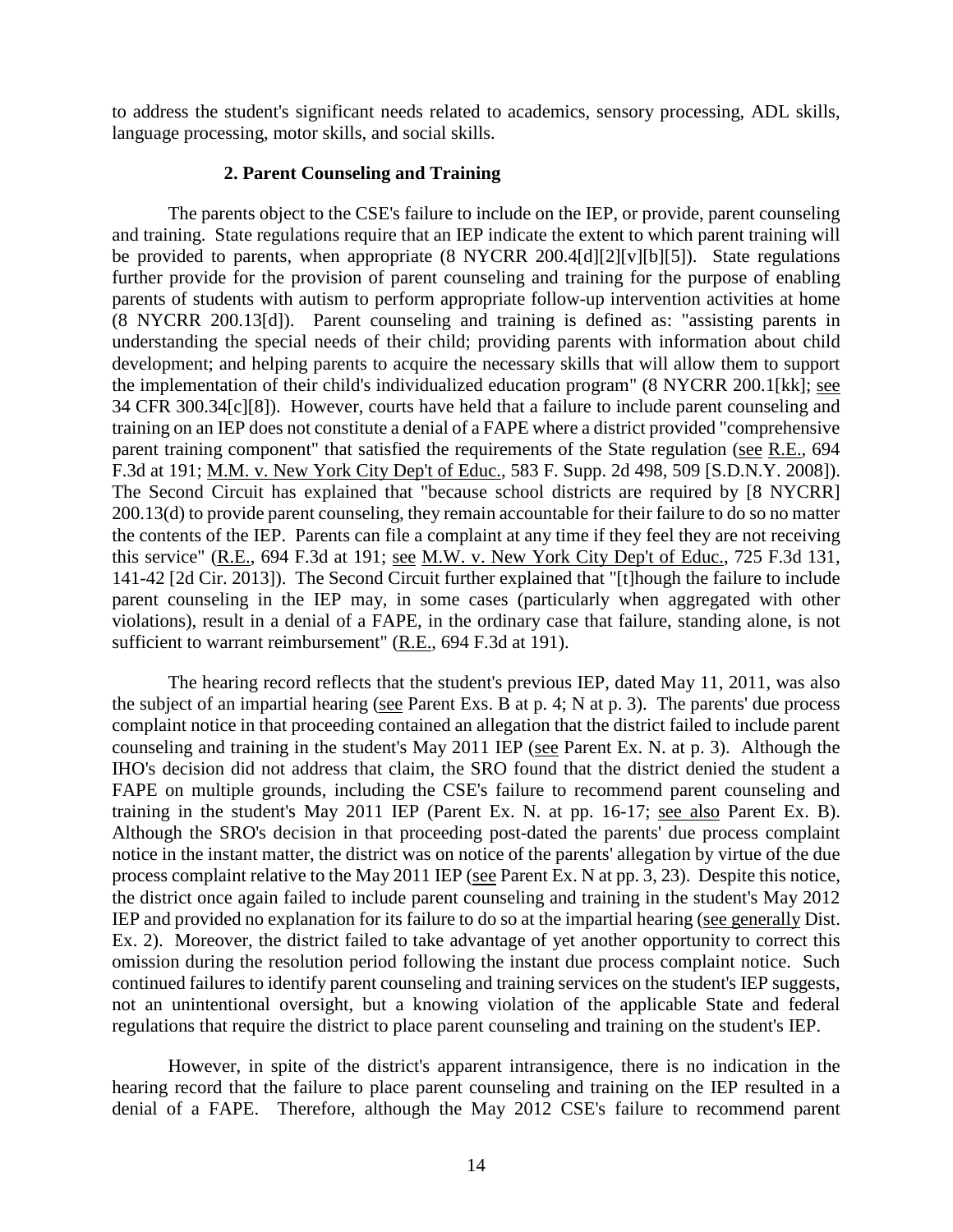to address the student's significant needs related to academics, sensory processing, ADL skills, language processing, motor skills, and social skills.

### 2. Parent Counseling and Training

The parents object to the CSE's failure to include on the IEP, or provide, parent counseling and training. State regulations require that an IEP indicate the extent to which parent training will be provided to parents, when appropriate (8 NYCRR 200.4[d][2][v][b][5]). State regulations further provide for the provision of parent counseling and training for the purpose of enabling parents of students with autism to perform appropriate follow-up intervention activities at home (8 NYCRR 200.13[d]). Parent counseling and training is defined as: "assisting parents in understanding the special needs of their child; providing parents with information about child development; and helping parents to acquire the necessary skills that will allow them to support the implementation of their child's individualized education program" (8 NYCRR 200.1[kk]; see 34 CFR 300.34[c][8]). However, courts have held that a failure to include parent counseling and training on an IEP does not constitute a denial of a FAPE where a district provided "comprehensive parent training component" that satisfied the requirements of the State regulation (see R.E., 694 F.3d at 191; M.M. v. New York City Dep't of Educ., 583 F. Supp. 2d 498, 509 [S.D.N.Y. 2008]). The Second Circuit has explained that "because school districts are required by [8 NYCRR] 200.13(d) to provide parent counseling, they remain accountable for their failure to do so no matter the contents of the IEP. Parents can file a complaint at any time if they feel they are not receiving this service" (R.E., 694 F.3d at 191; see M.W. v. New York City Dep't of Educ., 725 F.3d 131, 141-42 [2d Cir. 2013]). The Second Circuit further explained that "[t]hough the failure to include parent counseling in the IEP may, in some cases (particularly when aggregated with other violations), result in a denial of a FAPE, in the ordinary case that failure, standing alone, is not sufficient to warrant reimbursement" (R.E., 694 F.3d at 191).

The hearing record reflects that the student's previous IEP, dated May 11, 2011, was also the subject of an impartial hearing (see Parent Exs. B at p. 4; N at p. 3). The parents' due process complaint notice in that proceeding contained an allegation that the district failed to include parent counseling and training in the student's May 2011 IEP (see Parent Ex. N. at p. 3). Although the IHO's decision did not address that claim, the SRO found that the district denied the student a FAPE on multiple grounds, including the CSE's failure to recommend parent counseling and training in the student's May 2011 IEP (Parent Ex. N. at pp. 16-17; see also Parent Ex. B). Although the SRO's decision in that proceeding post-dated the parents' due process complaint notice in the instant matter, the district was on notice of the parents' allegation by virtue of the due process complaint relative to the May 2011 IEP (see Parent Ex. N at pp. 3, 23). Despite this notice, the district once again failed to include parent counseling and training in the student's May 2012 IEP and provided no explanation for its failure to do so at the impartial hearing (see generally Dist. Ex. 2). Moreover, the district failed to take advantage of yet another opportunity to correct this omission during the resolution period following the instant due process complaint notice. Such continued failures to identify parent counseling and training services on the student's IEP suggests, not an unintentional oversight, but a knowing violation of the applicable State and federal regulations that require the district to place parent counseling and training on the student's IEP.

However, in spite of the district's apparent intransigence, there is no indication in the hearing record that the failure to place parent counseling and training on the IEP resulted in a denial of a FAPE. Therefore, although the May 2012 CSE's failure to recommend parent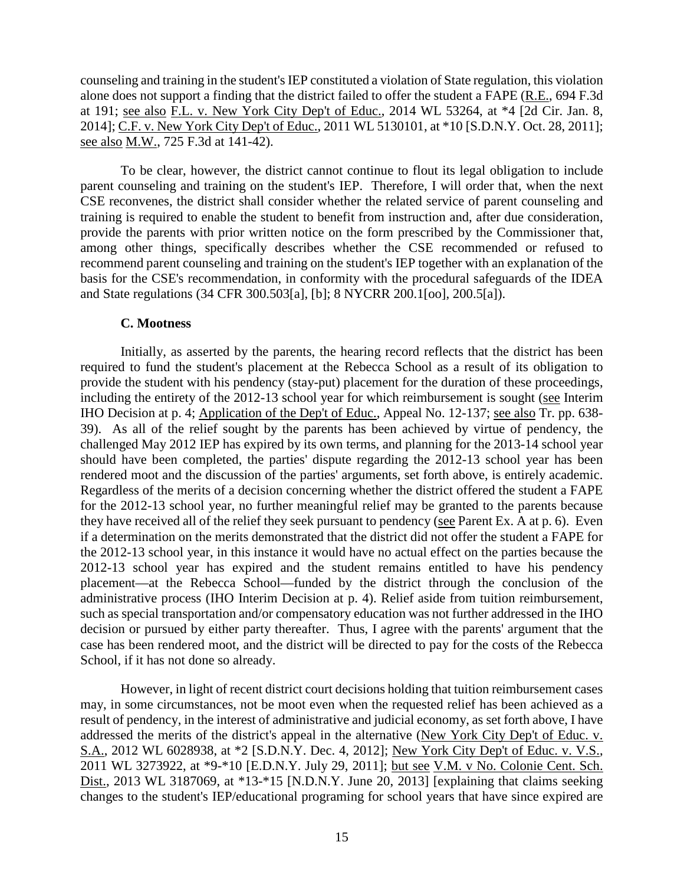counseling and training in the student's IEP constituted a violation of State regulation, this violation alone does not support a finding that the district failed to offer the student a FAPE (R.E., 694 F.3d at 191; see also F.L. v. New York City Dep't of Educ., 2014 WL 53264, at *4 [2d Cir. Jan. 8, 2014]; C.F. v. New York City Dep't of Educ., 2011 WL 5130101, at *10 [S.D.N.Y. Oct. 28, 2011]; see also M.W., 725 F.3d at 141-42).

To be clear, however, the district cannot continue to flout its legal obligation to include parent counseling and training on the student's IEP. Therefore, I will order that, when the next CSE reconvenes, the district shall consider whether the related service of parent counseling and training is required to enable the student to benefit from instruction and, after due consideration, provide the parents with prior written notice on the form prescribed by the Commissioner that, among other things, specifically describes whether the CSE recommended or refused to recommend parent counseling and training on the student's IEP together with an explanation of the basis for the CSE's recommendation, in conformity with the procedural safeguards of the IDEA and State regulations (34 CFR 300.503[a], [b]; 8 NYCRR 200.1[oo], 200.5[a]).

### C. Mootness

Initially, as asserted by the parents, the hearing record reflects that the district has been required to fund the student's placement at the Rebecca School as a result of its obligation to provide the student with his pendency (stay-put) placement for the duration of these proceedings, including the entirety of the 2012-13 school year for which reimbursement is sought (see Interim IHO Decision at p. 4; Application of the Dep't of Educ., Appeal No. 12-137; see also Tr. pp. 638-39). As all of the relief sought by the parents has been achieved by virtue of pendency, the challenged May 2012 IEP has expired by its own terms, and planning for the 2013-14 school year should have been completed, the parties' dispute regarding the 2012-13 school year has been rendered moot and the discussion of the parties' arguments, set forth above, is entirely academic. Regardless of the merits of a decision concerning whether the district offered the student a FAPE for the 2012-13 school year, no further meaningful relief may be granted to the parents because they have received all of the relief they seek pursuant to pendency (see Parent Ex. A at p. 6). Even if a determination on the merits demonstrated that the district did not offer the student a FAPE for the 2012-13 school year, in this instance it would have no actual effect on the parties because the 2012-13 school year has expired and the student remains entitled to have his pendency placement—at the Rebecca School—funded by the district through the conclusion of the administrative process (IHO Interim Decision at p. 4). Relief aside from tuition reimbursement, such as special transportation and/or compensatory education was not further addressed in the IHO decision or pursued by either party thereafter. Thus, I agree with the parents' argument that the case has been rendered moot, and the district will be directed to pay for the costs of the Rebecca School, if it has not done so already.

However, in light of recent district court decisions holding that tuition reimbursement cases may, in some circumstances, not be moot even when the requested relief has been achieved as a result of pendency, in the interest of administrative and judicial economy, as set forth above, I have addressed the merits of the district's appeal in the alternative (New York City Dep't of Educ. v. S.A., 2012 WL 6028938, at *2 [S.D.N.Y. Dec. 4, 2012]; New York City Dep't of Educ. v. V.S., 2011 WL 3273922, at *9-*10 [E.D.N.Y. July 29, 2011]; but see V.M. v No. Colonie Cent. Sch. Dist., 2013 WL 3187069, at *13-*15 [N.D.N.Y. June 20, 2013] [explaining that claims seeking changes to the student's IEP/educational programing for school years that have since expired are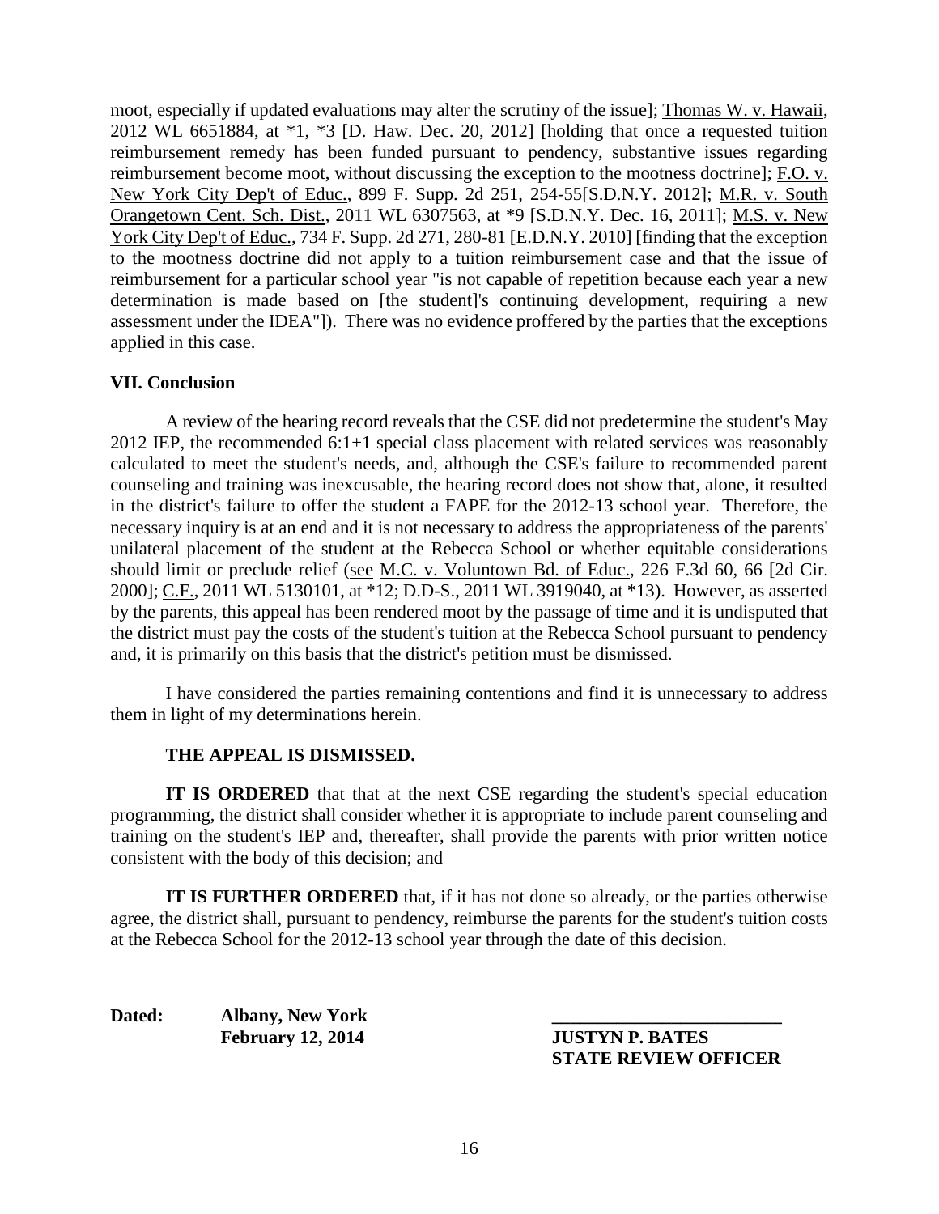moot, especially if updated evaluations may alter the scrutiny of the issue]; Thomas W. v. Hawaii, 2012 WL 6651884, at *1, *3 [D. Haw. Dec. 20, 2012] [holding that once a requested tuition reimbursement remedy has been funded pursuant to pendency, substantive issues regarding reimbursement become moot, without discussing the exception to the mootness doctrine]; F.O. v. New York City Dep't of Educ., 899 F. Supp. 2d 251, 254-55[S.D.N.Y. 2012]; M.R. v. South Orangetown Cent. Sch. Dist., 2011 WL 6307563, at *9 [S.D.N.Y. Dec. 16, 2011]; M.S. v. New York City Dep't of Educ., 734 F. Supp. 2d 271, 280-81 [E.D.N.Y. 2010] [finding that the exception to the mootness doctrine did not apply to a tuition reimbursement case and that the issue of reimbursement for a particular school year "is not capable of repetition because each year a new determination is made based on [the student]'s continuing development, requiring a new assessment under the IDEA"]). There was no evidence proffered by the parties that the exceptions applied in this case.

## VII. Conclusion

A review of the hearing record reveals that the CSE did not predetermine the student's May 2012 IEP, the recommended 6:1+1 special class placement with related services was reasonably calculated to meet the student's needs, and, although the CSE's failure to recommended parent counseling and training was inexcusable, the hearing record does not show that, alone, it resulted in the district's failure to offer the student a FAPE for the 2012-13 school year. Therefore, the necessary inquiry is at an end and it is not necessary to address the appropriateness of the parents' unilateral placement of the student at the Rebecca School or whether equitable considerations should limit or preclude relief (see M.C. v. Voluntown Bd. of Educ., 226 F.3d 60, 66 [2d Cir. 2000]; C.F., 2011 WL 5130101, at *12; D.D-S., 2011 WL 3919040, at *13). However, as asserted by the parents, this appeal has been rendered moot by the passage of time and it is undisputed that the district must pay the costs of the student's tuition at the Rebecca School pursuant to pendency and, it is primarily on this basis that the district's petition must be dismissed.

I have considered the parties remaining contentions and find it is unnecessary to address them in light of my determinations herein.

**THE APPEAL IS DISMISSED.**

**IT IS ORDERED** that that at the next CSE regarding the student's special education programming, the district shall consider whether it is appropriate to include parent counseling and training on the student's IEP and, thereafter, shall provide the parents with prior written notice consistent with the body of this decision; and

**IT IS FURTHER ORDERED** that, if it has not done so already, or the parties otherwise agree, the district shall, pursuant to pendency, reimburse the parents for the student's tuition costs at the Rebecca School for the 2012-13 school year through the date of this decision.

**Dated: Albany, New York**
**February 12, 2014**

**JUSTYN P. BATES**
**STATE REVIEW OFFICER**